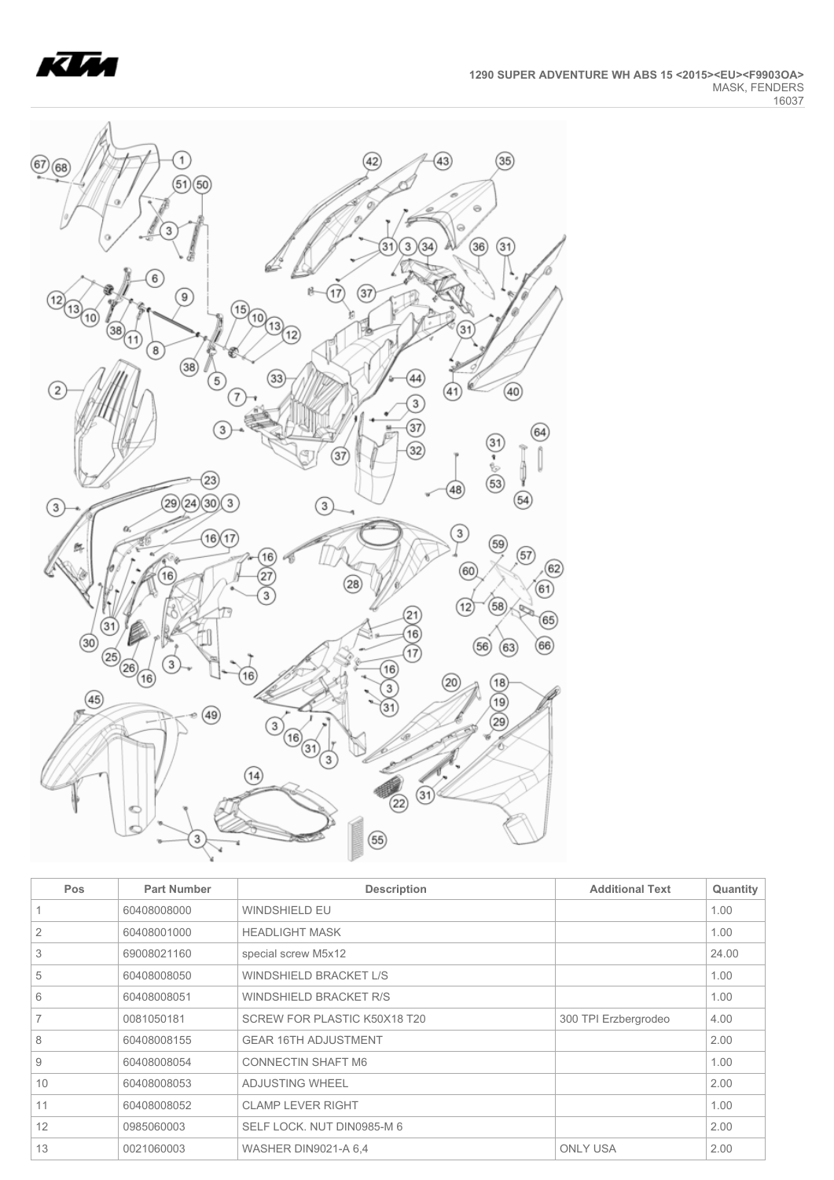1290 SUPER ADVENTURE WH ABS 15 <2015><EU><F9903OA>
MASK, FENDERS
16037

| Pos | Part Number | Description | Additional Text | Quantity |
|---|---|---|---|---|
| 1 | 60408008000 | WINDSHIELD EU | | 1.00 |
| 2 | 60408001000 | HEADLIGHT MASK | | 1.00 |
| 3 | 69008021160 | special screw M5x12 | | 24.00 |
| 5 | 60408008050 | WINDSHIELD BRACKET L/S | | 1.00 |
| 6 | 60408008051 | WINDSHIELD BRACKET R/S | | 1.00 |
| 7 | 0081050181 | SCREW FOR PLASTIC K50X18 T20 | 300 TPI Erzbergrodeo | 4.00 |
| 8 | 60408008155 | GEAR 16TH ADJUSTMENT | | 2.00 |
| 9 | 60408008054 | CONNECTIN SHAFT M6 | | 1.00 |
| 10 | 60408008053 | ADJUSTING WHEEL | | 2.00 |
| 11 | 60408008052 | CLAMP LEVER RIGHT | | 1.00 |
| 12 | 0985060003 | SELF LOCK. NUT DIN0985-M 6 | | 2.00 |
| 13 | 0021060003 | WASHER DIN9021-A 6,4 | ONLY USA | 2.00 |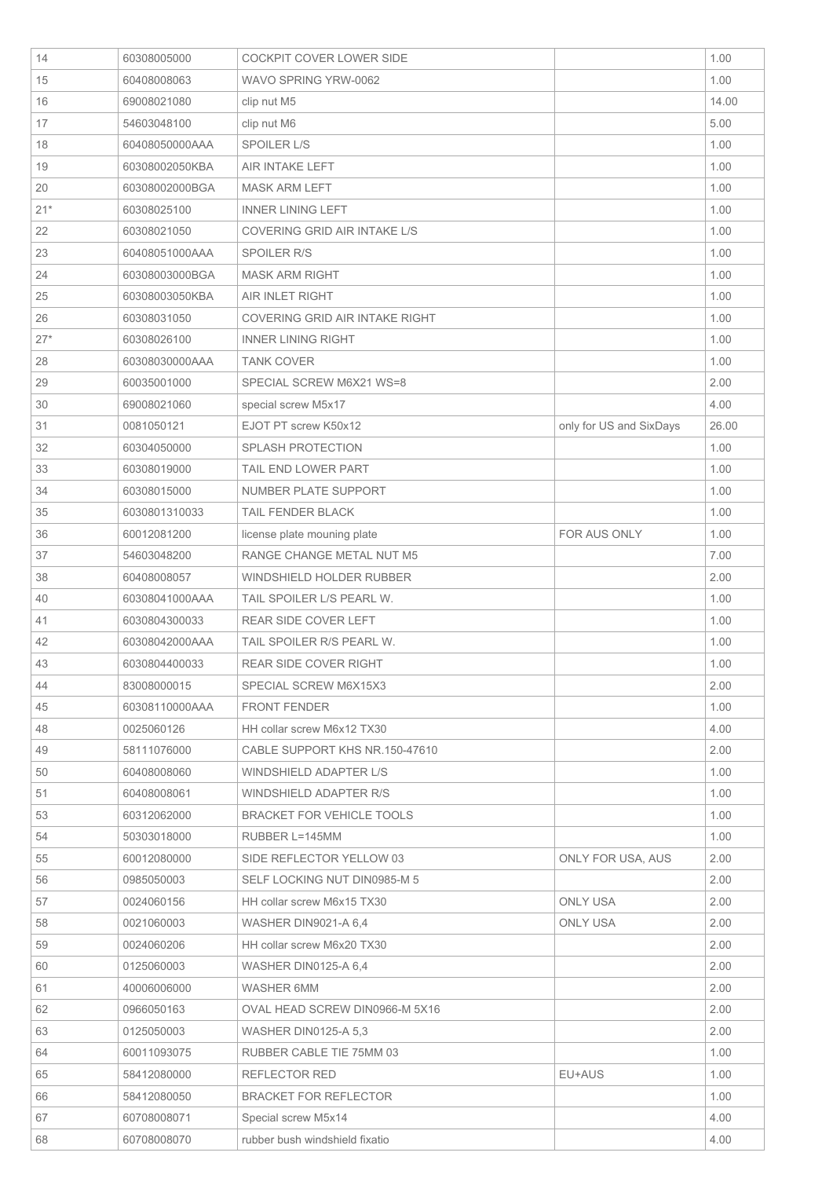| | | | | |
|---|---|---|---|---|
| 14 | 60308005000 | COCKPIT COVER LOWER SIDE | | 1.00 |
| 15 | 60408008063 | WAVO SPRING YRW-0062 | | 1.00 |
| 16 | 69008021080 | clip nut M5 | | 14.00 |
| 17 | 54603048100 | clip nut M6 | | 5.00 |
| 18 | 60408050000AAA | SPOILER L/S | | 1.00 |
| 19 | 60308002050KBA | AIR INTAKE LEFT | | 1.00 |
| 20 | 60308002000BGA | MASK ARM LEFT | | 1.00 |
| 21* | 60308025100 | INNER LINING LEFT | | 1.00 |
| 22 | 60308021050 | COVERING GRID AIR INTAKE L/S | | 1.00 |
| 23 | 60408051000AAA | SPOILER R/S | | 1.00 |
| 24 | 60308003000BGA | MASK ARM RIGHT | | 1.00 |
| 25 | 60308003050KBA | AIR INLET RIGHT | | 1.00 |
| 26 | 60308031050 | COVERING GRID AIR INTAKE RIGHT | | 1.00 |
| 27* | 60308026100 | INNER LINING RIGHT | | 1.00 |
| 28 | 60308030000AAA | TANK COVER | | 1.00 |
| 29 | 60035001000 | SPECIAL SCREW M6X21 WS=8 | | 2.00 |
| 30 | 69008021060 | special screw M5x17 | | 4.00 |
| 31 | 0081050121 | EJOT PT screw K50x12 | only for US and SixDays | 26.00 |
| 32 | 60304050000 | SPLASH PROTECTION | | 1.00 |
| 33 | 60308019000 | TAIL END LOWER PART | | 1.00 |
| 34 | 60308015000 | NUMBER PLATE SUPPORT | | 1.00 |
| 35 | 6030801310033 | TAIL FENDER BLACK | | 1.00 |
| 36 | 60012081200 | license plate mouning plate | FOR AUS ONLY | 1.00 |
| 37 | 54603048200 | RANGE CHANGE METAL NUT M5 | | 7.00 |
| 38 | 60408008057 | WINDSHIELD HOLDER RUBBER | | 2.00 |
| 40 | 60308041000AAA | TAIL SPOILER L/S PEARL W. | | 1.00 |
| 41 | 6030804300033 | REAR SIDE COVER LEFT | | 1.00 |
| 42 | 60308042000AAA | TAIL SPOILER R/S PEARL W. | | 1.00 |
| 43 | 6030804400033 | REAR SIDE COVER RIGHT | | 1.00 |
| 44 | 83008000015 | SPECIAL SCREW M6X15X3 | | 2.00 |
| 45 | 60308110000AAA | FRONT FENDER | | 1.00 |
| 48 | 0025060126 | HH collar screw M6x12 TX30 | | 4.00 |
| 49 | 58111076000 | CABLE SUPPORT KHS NR.150-47610 | | 2.00 |
| 50 | 60408008060 | WINDSHIELD ADAPTER L/S | | 1.00 |
| 51 | 60408008061 | WINDSHIELD ADAPTER R/S | | 1.00 |
| 53 | 60312062000 | BRACKET FOR VEHICLE TOOLS | | 1.00 |
| 54 | 50303018000 | RUBBER L=145MM | | 1.00 |
| 55 | 60012080000 | SIDE REFLECTOR YELLOW 03 | ONLY FOR USA, AUS | 2.00 |
| 56 | 0985050003 | SELF LOCKING NUT DIN0985-M 5 | | 2.00 |
| 57 | 0024060156 | HH collar screw M6x15 TX30 | ONLY USA | 2.00 |
| 58 | 0021060003 | WASHER DIN9021-A 6,4 | ONLY USA | 2.00 |
| 59 | 0024060206 | HH collar screw M6x20 TX30 | | 2.00 |
| 60 | 0125060003 | WASHER DIN0125-A 6,4 | | 2.00 |
| 61 | 40006006000 | WASHER 6MM | | 2.00 |
| 62 | 0966050163 | OVAL HEAD SCREW DIN0966-M 5X16 | | 2.00 |
| 63 | 0125050003 | WASHER DIN0125-A 5,3 | | 2.00 |
| 64 | 60011093075 | RUBBER CABLE TIE 75MM 03 | | 1.00 |
| 65 | 58412080000 | REFLECTOR RED | EU+AUS | 1.00 |
| 66 | 58412080050 | BRACKET FOR REFLECTOR | | 1.00 |
| 67 | 60708008071 | Special screw M5x14 | | 4.00 |
| 68 | 60708008070 | rubber bush windshield fixatio | | 4.00 |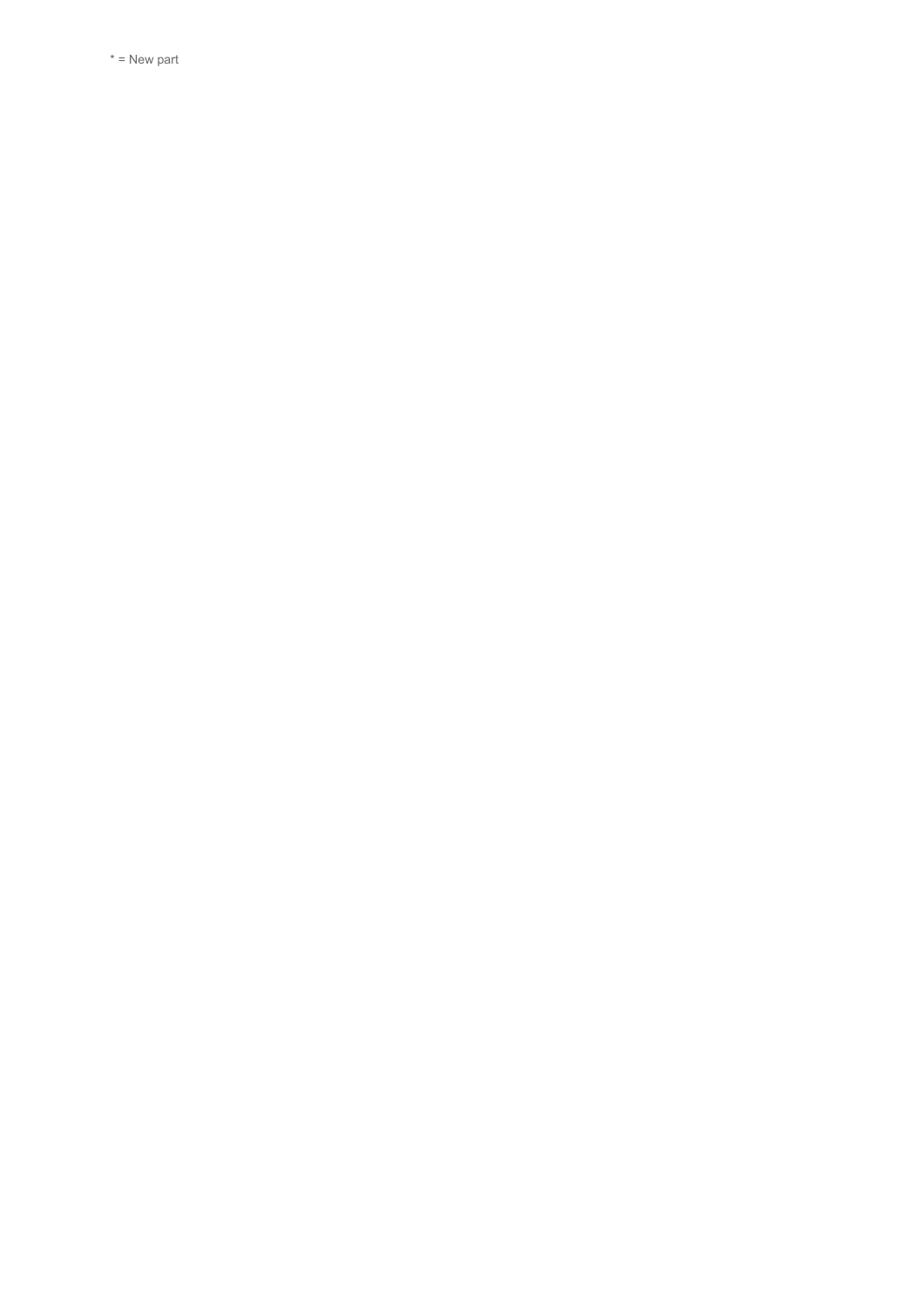* = New part